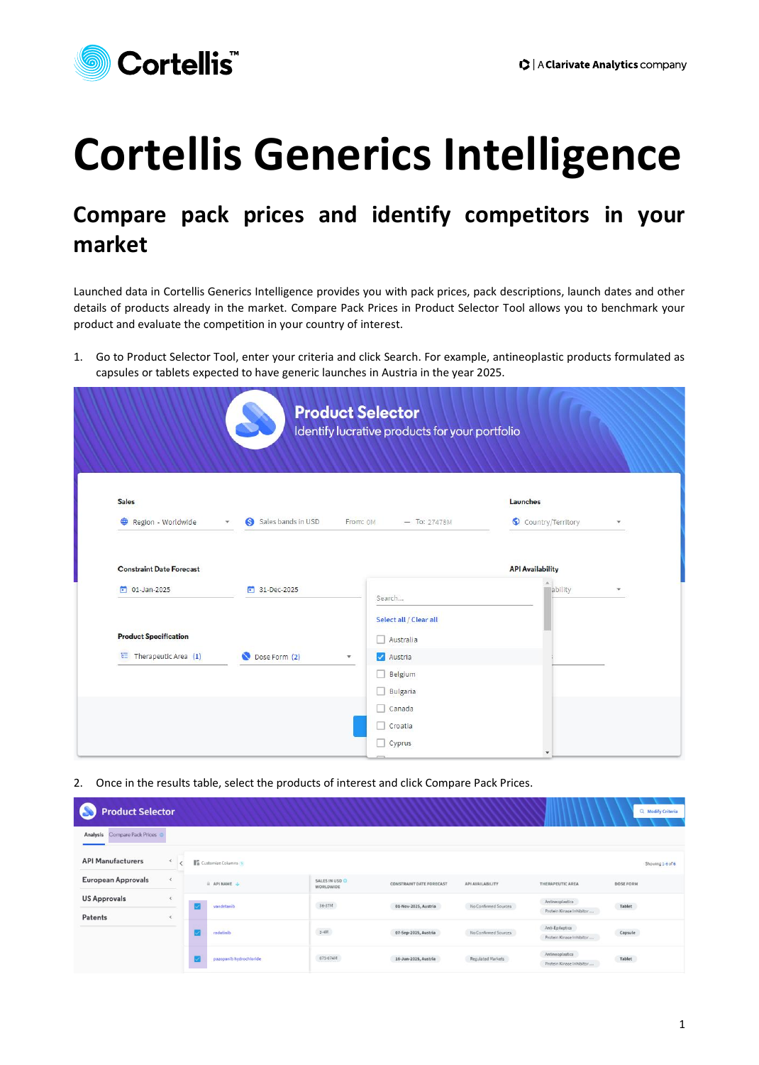# Cortellis Generics Intelligence

## Compare pack prices and identify competitors in your market

Launched data in Cortellis Generics Intelligence provides you with pack prices, pack descriptions, launch dates and other details of products already in the market. Compare Pack Prices in Product Selector Tool allows you to benchmark your product and evaluate the competition in your country of interest.

1. Go to Product Selector Tool, enter your criteria and click Search. For example, antineoplastic products formulated as capsules or tablets expected to have generic launches in Austria in the year 2025.

2. Once in the results table, select the products of interest and click Compare Pack Prices.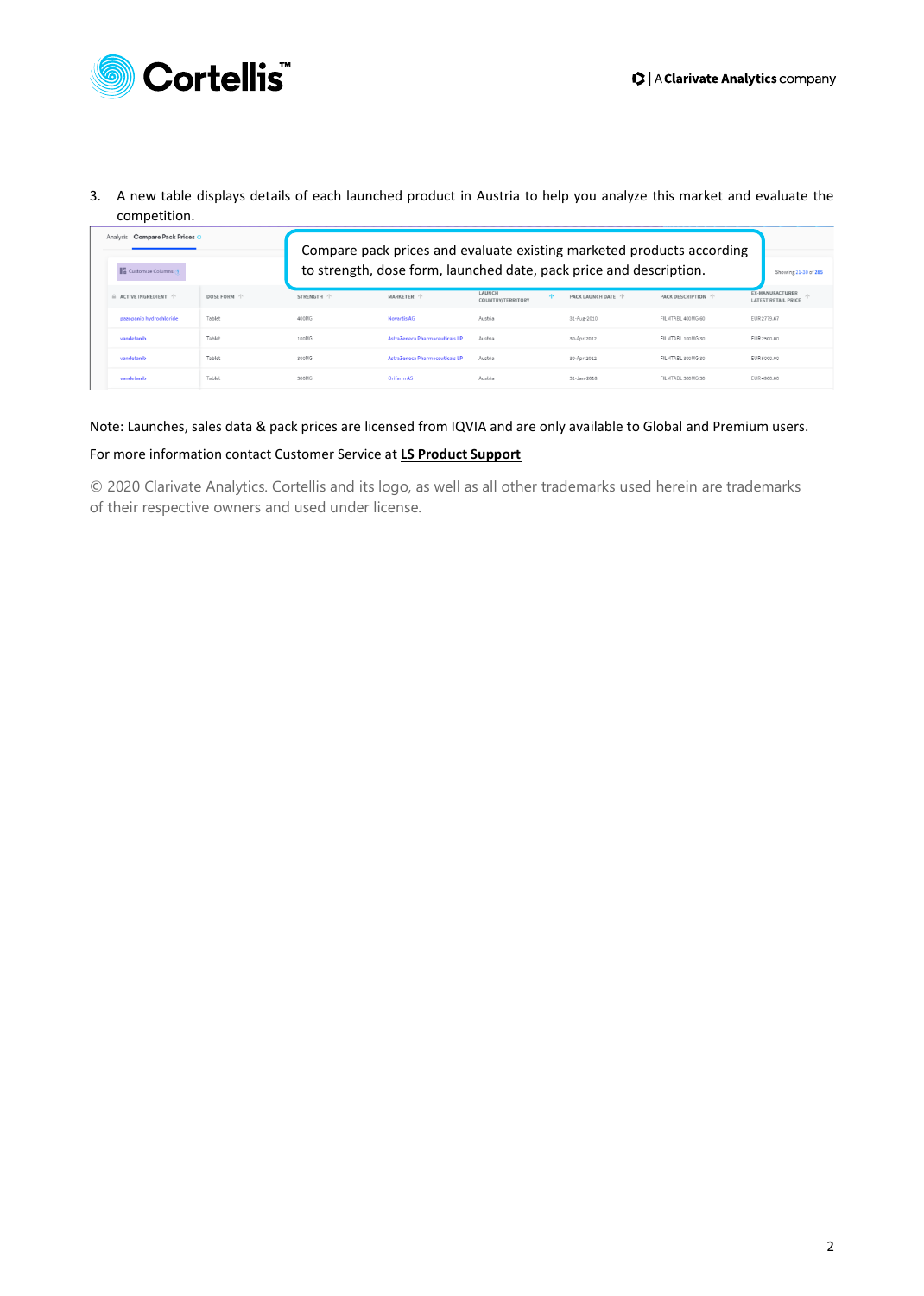3. A new table displays details of each launched product in Austria to help you analyze this market and evaluate the competition.

Compare pack prices and evaluate existing marketed products according to strength, dose form, launched date, pack price and description.

| ACTIVE INGREDIENT | DOSE FORM | STRENGTH | MARKETER | LAUNCH COUNTRY/TERRITORY | PACK LAUNCH DATE | PACK DESCRIPTION | EX-MANUFACTURER LATEST RETAIL PRICE |
|---|---|---|---|---|---|---|---|
| pazopanib hydrochloride | Tablet | 400MG | Novartis AG | Austria | 31-Aug-2010 | FILMTABL 400MG 60 | EUR 2775.67 |
| vandetanib | Tablet | 100MG | AstraZeneca Pharmaceuticals LP | Austria | 30-Apr-2012 | FILMTABL 100MG 30 | EUR 2500.00 |
| vandetanib | Tablet | 300MG | AstraZeneca Pharmaceuticals LP | Austria | 30-Apr-2012 | FILMTABL 300MG 30 | EUR 5000.00 |
| vandetanib | Tablet | 300MG | Orifarm AS | Austria | 31-Jan-2018 | FILMTABL 300MG 30 | EUR 4900.00 |

Note: Launches, sales data & pack prices are licensed from IQVIA and are only available to Global and Premium users.

For more information contact Customer Service at **LS Product Support**

© 2020 Clarivate Analytics. Cortellis and its logo, as well as all other trademarks used herein are trademarks of their respective owners and used under license.